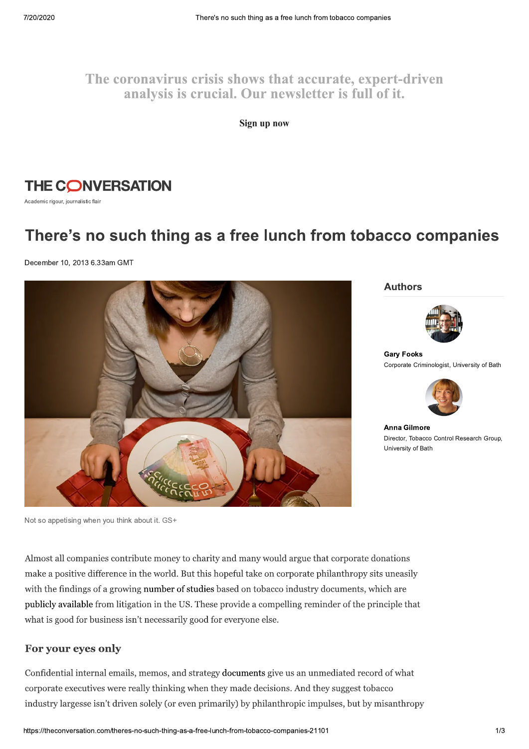The coronavirus crisis shows that accurate, expert-driven analysis is crucial. Our newsletter is full of it.

Sign up now

THE CONVERSATION

Academic rigour, journalistic flair

# There's no such thing as a free lunch from tobacco companies

December 10, 2013 6.33am GMT

Not so appetising when you think about it. GS+

**Authors**

**Gary Fooks**
Corporate Criminologist, University of Bath

**Anna Gilmore**
Director, Tobacco Control Research Group, University of Bath

Almost all companies contribute money to charity and many would argue that corporate donations make a positive difference in the world. But this hopeful take on corporate philanthropy sits uneasily with the findings of a growing number of studies based on tobacco industry documents, which are publicly available from litigation in the US. These provide a compelling reminder of the principle that what is good for business isn't necessarily good for everyone else.

## For your eyes only

Confidential internal emails, memos, and strategy documents give us an unmediated record of what corporate executives were really thinking when they made decisions. And they suggest tobacco industry largesse isn't driven solely (or even primarily) by philanthropic impulses, but by misanthropy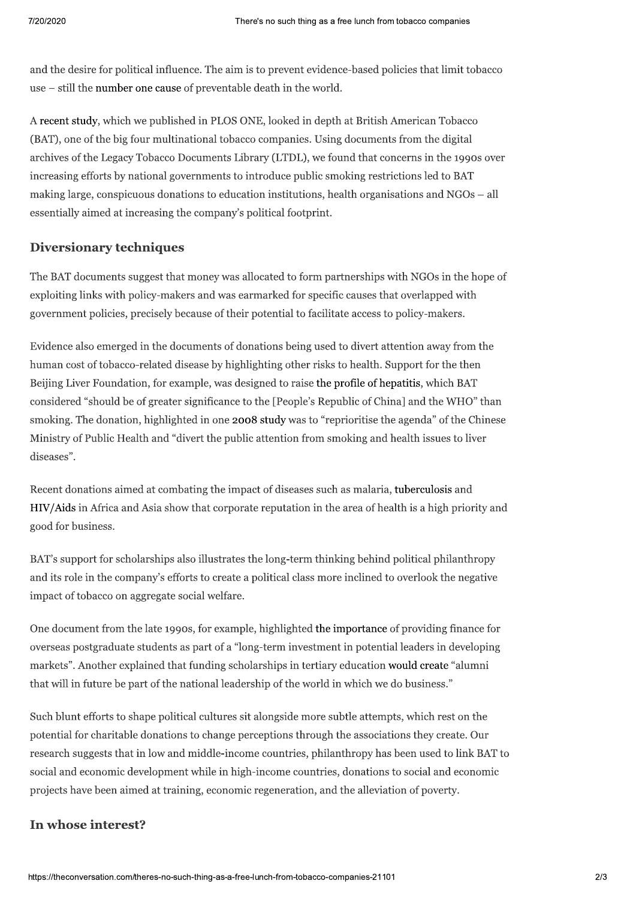and the desire for political influence. The aim is to prevent evidence-based policies that limit tobacco use – still the number one cause of preventable death in the world.

A recent study, which we published in PLOS ONE, looked in depth at British American Tobacco (BAT), one of the big four multinational tobacco companies. Using documents from the digital archives of the Legacy Tobacco Documents Library (LTDL), we found that concerns in the 1990s over increasing efforts by national governments to introduce public smoking restrictions led to BAT making large, conspicuous donations to education institutions, health organisations and NGOs – all essentially aimed at increasing the company's political footprint.

## Diversionary techniques

The BAT documents suggest that money was allocated to form partnerships with NGOs in the hope of exploiting links with policy-makers and was earmarked for specific causes that overlapped with government policies, precisely because of their potential to facilitate access to policy-makers.

Evidence also emerged in the documents of donations being used to divert attention away from the human cost of tobacco-related disease by highlighting other risks to health. Support for the then Beijing Liver Foundation, for example, was designed to raise the profile of hepatitis, which BAT considered "should be of greater significance to the [People's Republic of China] and the WHO" than smoking. The donation, highlighted in one **2008 study** was to "reprioritise the agenda" of the Chinese Ministry of Public Health and "divert the public attention from smoking and health issues to liver diseases".

Recent donations aimed at combating the impact of diseases such as malaria, tuberculosis and HIV/Aids in Africa and Asia show that corporate reputation in the area of health is a high priority and good for business.

BAT's support for scholarships also illustrates the long-term thinking behind political philanthropy and its role in the company's efforts to create a political class more inclined to overlook the negative impact of tobacco on aggregate social welfare.

One document from the late 1990s, for example, highlighted the importance of providing finance for overseas postgraduate students as part of a "long-term investment in potential leaders in developing markets". Another explained that funding scholarships in tertiary education would create "alumni that will in future be part of the national leadership of the world in which we do business."

Such blunt efforts to shape political cultures sit alongside more subtle attempts, which rest on the potential for charitable donations to change perceptions through the associations they create. Our research suggests that in low and middle-income countries, philanthropy has been used to link BAT to social and economic development while in high-income countries, donations to social and economic projects have been aimed at training, economic regeneration, and the alleviation of poverty.

## In whose interest?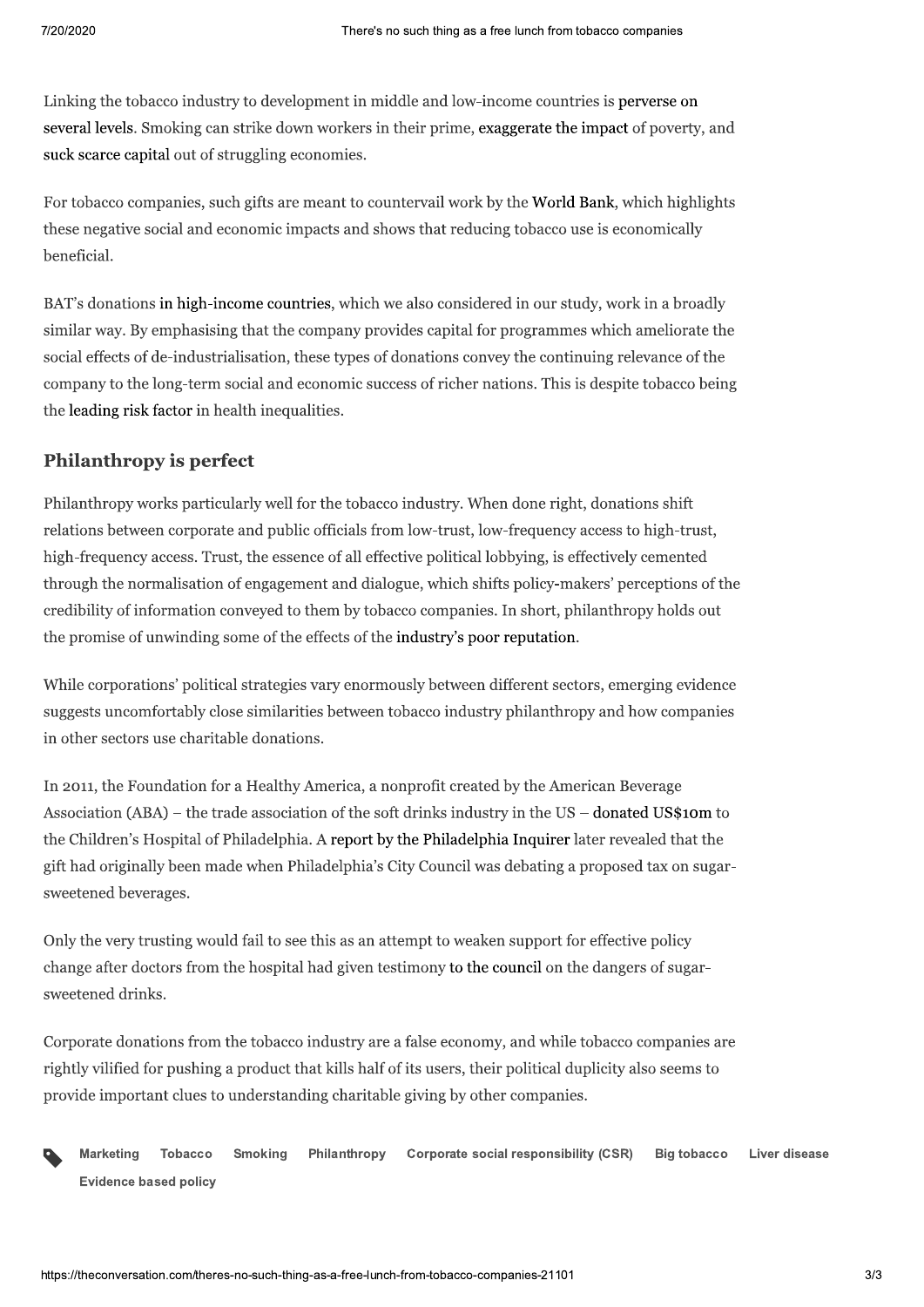Linking the tobacco industry to development in middle and low-income countries is perverse on several levels. Smoking can strike down workers in their prime, exaggerate the impact of poverty, and suck scarce capital out of struggling economies.

For tobacco companies, such gifts are meant to countervail work by the World Bank, which highlights these negative social and economic impacts and shows that reducing tobacco use is economically beneficial.

BAT's donations in high-income countries, which we also considered in our study, work in a broadly similar way. By emphasising that the company provides capital for programmes which ameliorate the social effects of de-industrialisation, these types of donations convey the continuing relevance of the company to the long-term social and economic success of richer nations. This is despite tobacco being the leading risk factor in health inequalities.

## Philanthropy is perfect

Philanthropy works particularly well for the tobacco industry. When done right, donations shift relations between corporate and public officials from low-trust, low-frequency access to high-trust, high-frequency access. Trust, the essence of all effective political lobbying, is effectively cemented through the normalisation of engagement and dialogue, which shifts policy-makers' perceptions of the credibility of information conveyed to them by tobacco companies. In short, philanthropy holds out the promise of unwinding some of the effects of the industry's poor reputation.

While corporations' political strategies vary enormously between different sectors, emerging evidence suggests uncomfortably close similarities between tobacco industry philanthropy and how companies in other sectors use charitable donations.

In 2011, the Foundation for a Healthy America, a nonprofit created by the American Beverage Association (ABA) – the trade association of the soft drinks industry in the US – donated US$10m to the Children's Hospital of Philadelphia. A report by the Philadelphia Inquirer later revealed that the gift had originally been made when Philadelphia's City Council was debating a proposed tax on sugar-sweetened beverages.

Only the very trusting would fail to see this as an attempt to weaken support for effective policy change after doctors from the hospital had given testimony to the council on the dangers of sugar-sweetened drinks.

Corporate donations from the tobacco industry are a false economy, and while tobacco companies are rightly vilified for pushing a product that kills half of its users, their political duplicity also seems to provide important clues to understanding charitable giving by other companies.

Marketing | Tobacco | Smoking | Philanthropy | Corporate social responsibility (CSR) | Big tobacco | Liver disease | Evidence based policy